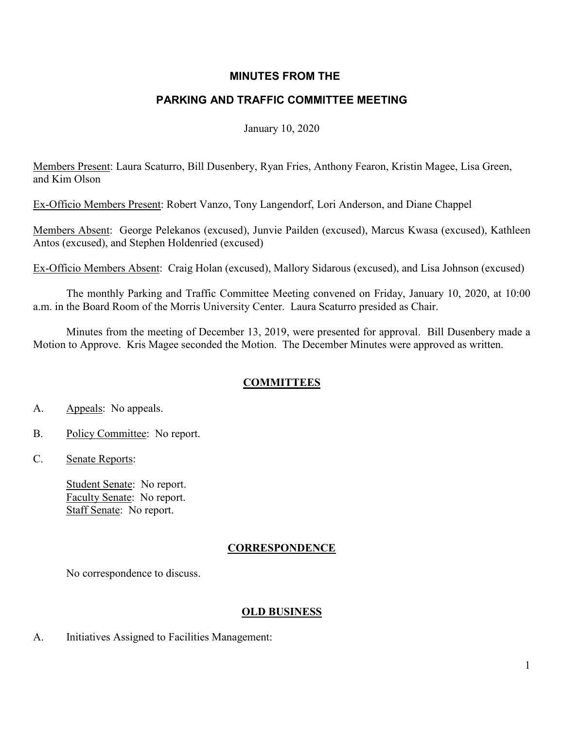# MINUTES FROM THE

# PARKING AND TRAFFIC COMMITTEE MEETING

January 10, 2020

Members Present: Laura Scaturro, Bill Dusenbery, Ryan Fries, Anthony Fearon, Kristin Magee, Lisa Green, and Kim Olson

Ex-Officio Members Present: Robert Vanzo, Tony Langendorf, Lori Anderson, and Diane Chappel

Members Absent: George Pelekanos (excused), Junvie Pailden (excused), Marcus Kwasa (excused), Kathleen Antos (excused), and Stephen Holdenried (excused)

Ex-Officio Members Absent: Craig Holan (excused), Mallory Sidarous (excused), and Lisa Johnson (excused)

The monthly Parking and Traffic Committee Meeting convened on Friday, January 10, 2020, at 10:00 a.m. in the Board Room of the Morris University Center. Laura Scaturro presided as Chair.

Minutes from the meeting of December 13, 2019, were presented for approval. Bill Dusenbery made a Motion to Approve. Kris Magee seconded the Motion. The December Minutes were approved as written.

## COMMITTEES

A. Appeals: No appeals.

B. Policy Committee: No report.

C. Senate Reports:

   Student Senate: No report.
   Faculty Senate: No report.
   Staff Senate: No report.

## CORRESPONDENCE

No correspondence to discuss.

## OLD BUSINESS

A. Initiatives Assigned to Facilities Management: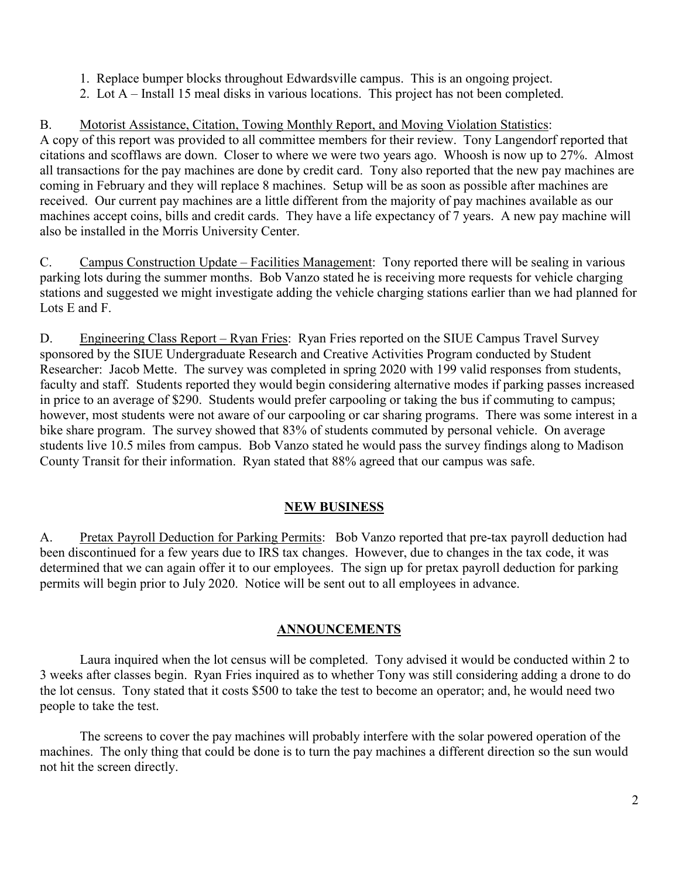1. Replace bumper blocks throughout Edwardsville campus. This is an ongoing project.
2. Lot A – Install 15 meal disks in various locations. This project has not been completed.

B. Motorist Assistance, Citation, Towing Monthly Report, and Moving Violation Statistics: A copy of this report was provided to all committee members for their review. Tony Langendorf reported that citations and scofflaws are down. Closer to where we were two years ago. Whoosh is now up to 27%. Almost all transactions for the pay machines are done by credit card. Tony also reported that the new pay machines are coming in February and they will replace 8 machines. Setup will be as soon as possible after machines are received. Our current pay machines are a little different from the majority of pay machines available as our machines accept coins, bills and credit cards. They have a life expectancy of 7 years. A new pay machine will also be installed in the Morris University Center.

C. Campus Construction Update – Facilities Management: Tony reported there will be sealing in various parking lots during the summer months. Bob Vanzo stated he is receiving more requests for vehicle charging stations and suggested we might investigate adding the vehicle charging stations earlier than we had planned for Lots E and F.

D. Engineering Class Report – Ryan Fries: Ryan Fries reported on the SIUE Campus Travel Survey sponsored by the SIUE Undergraduate Research and Creative Activities Program conducted by Student Researcher: Jacob Mette. The survey was completed in spring 2020 with 199 valid responses from students, faculty and staff. Students reported they would begin considering alternative modes if parking passes increased in price to an average of $290. Students would prefer carpooling or taking the bus if commuting to campus; however, most students were not aware of our carpooling or car sharing programs. There was some interest in a bike share program. The survey showed that 83% of students commuted by personal vehicle. On average students live 10.5 miles from campus. Bob Vanzo stated he would pass the survey findings along to Madison County Transit for their information. Ryan stated that 88% agreed that our campus was safe.

## NEW BUSINESS

A. Pretax Payroll Deduction for Parking Permits: Bob Vanzo reported that pre-tax payroll deduction had been discontinued for a few years due to IRS tax changes. However, due to changes in the tax code, it was determined that we can again offer it to our employees. The sign up for pretax payroll deduction for parking permits will begin prior to July 2020. Notice will be sent out to all employees in advance.

## ANNOUNCEMENTS

Laura inquired when the lot census will be completed. Tony advised it would be conducted within 2 to 3 weeks after classes begin. Ryan Fries inquired as to whether Tony was still considering adding a drone to do the lot census. Tony stated that it costs $500 to take the test to become an operator; and, he would need two people to take the test.

The screens to cover the pay machines will probably interfere with the solar powered operation of the machines. The only thing that could be done is to turn the pay machines a different direction so the sun would not hit the screen directly.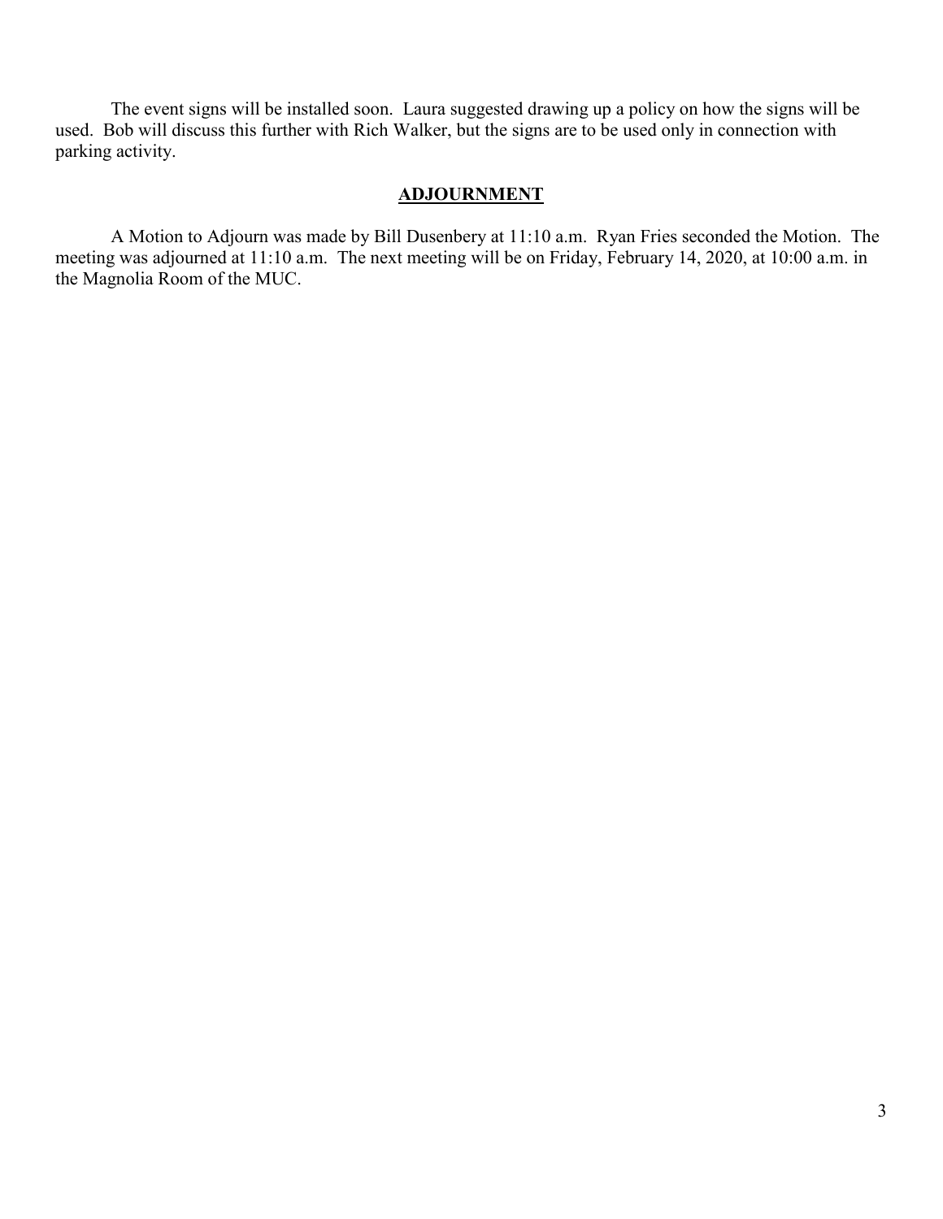The event signs will be installed soon. Laura suggested drawing up a policy on how the signs will be used. Bob will discuss this further with Rich Walker, but the signs are to be used only in connection with parking activity.

## ADJOURNMENT

A Motion to Adjourn was made by Bill Dusenbery at 11:10 a.m. Ryan Fries seconded the Motion. The meeting was adjourned at 11:10 a.m. The next meeting will be on Friday, February 14, 2020, at 10:00 a.m. in the Magnolia Room of the MUC.